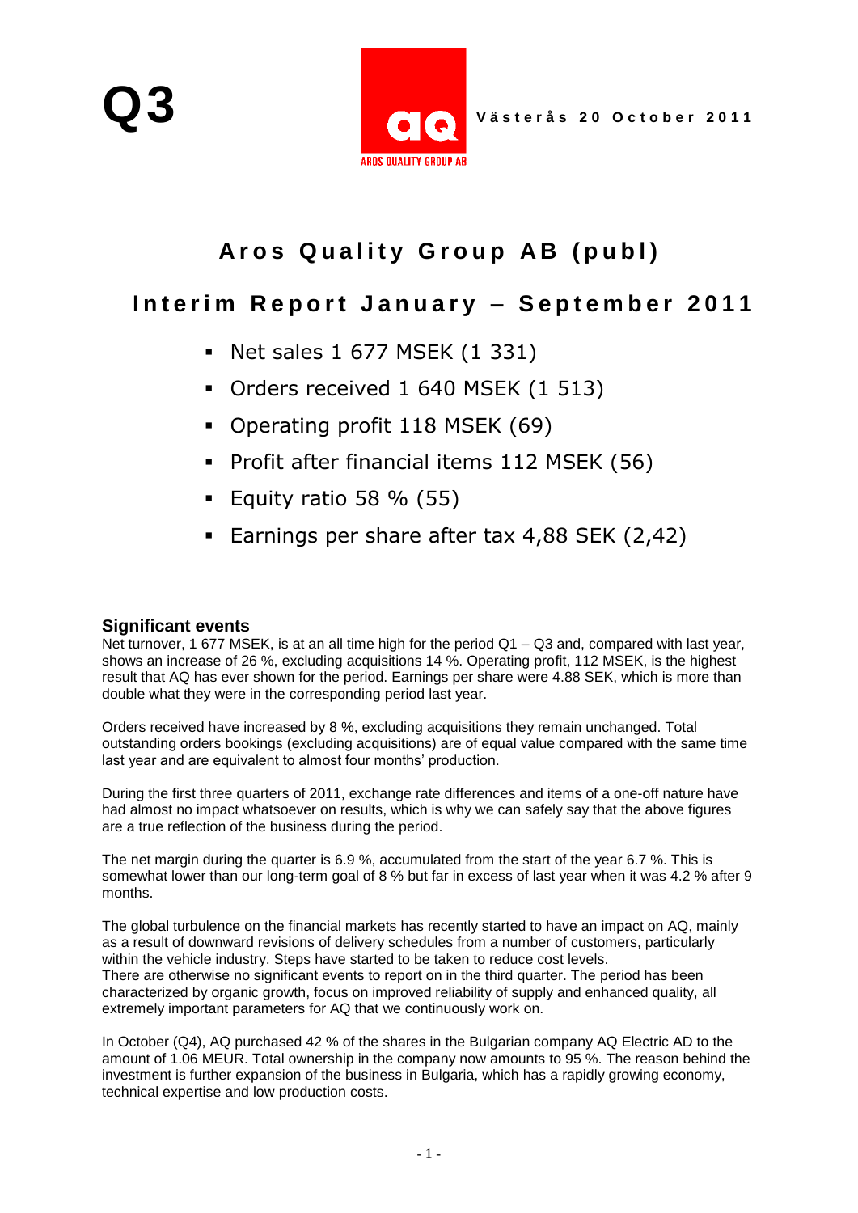# Q3

ARDS QUALITY GROUP AB

Västerås 20 October 2011

## Aros Quality Group AB (publ)

## Interim Report January – September 2011

- Net sales 1 677 MSEK (1 331)
- Orders received 1 640 MSEK (1 513)
- Operating profit 118 MSEK (69)
- Profit after financial items 112 MSEK (56)
- Equity ratio 58 % (55)
- Earnings per share after tax 4,88 SEK (2,42)

### Significant events

Net turnover, 1 677 MSEK, is at an all time high for the period Q1 – Q3 and, compared with last year, shows an increase of 26 %, excluding acquisitions 14 %. Operating profit, 112 MSEK, is the highest result that AQ has ever shown for the period. Earnings per share were 4.88 SEK, which is more than double what they were in the corresponding period last year.

Orders received have increased by 8 %, excluding acquisitions they remain unchanged. Total outstanding orders bookings (excluding acquisitions) are of equal value compared with the same time last year and are equivalent to almost four months' production.

During the first three quarters of 2011, exchange rate differences and items of a one-off nature have had almost no impact whatsoever on results, which is why we can safely say that the above figures are a true reflection of the business during the period.

The net margin during the quarter is 6.9 %, accumulated from the start of the year 6.7 %. This is somewhat lower than our long-term goal of 8 % but far in excess of last year when it was 4.2 % after 9 months.

The global turbulence on the financial markets has recently started to have an impact on AQ, mainly as a result of downward revisions of delivery schedules from a number of customers, particularly within the vehicle industry. Steps have started to be taken to reduce cost levels.
There are otherwise no significant events to report on in the third quarter. The period has been characterized by organic growth, focus on improved reliability of supply and enhanced quality, all extremely important parameters for AQ that we continuously work on.

In October (Q4), AQ purchased 42 % of the shares in the Bulgarian company AQ Electric AD to the amount of 1.06 MEUR. Total ownership in the company now amounts to 95 %. The reason behind the investment is further expansion of the business in Bulgaria, which has a rapidly growing economy, technical expertise and low production costs.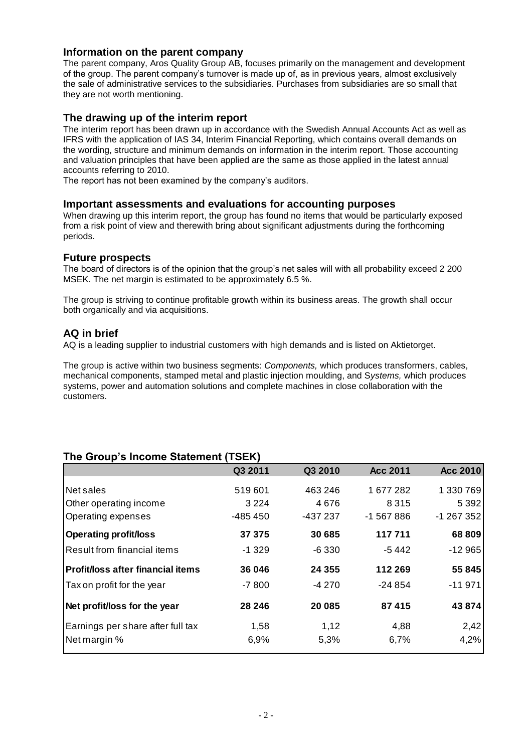## Information on the parent company

The parent company, Aros Quality Group AB, focuses primarily on the management and development of the group. The parent company's turnover is made up of, as in previous years, almost exclusively the sale of administrative services to the subsidiaries. Purchases from subsidiaries are so small that they are not worth mentioning.

## The drawing up of the interim report

The interim report has been drawn up in accordance with the Swedish Annual Accounts Act as well as IFRS with the application of IAS 34, Interim Financial Reporting, which contains overall demands on the wording, structure and minimum demands on information in the interim report. Those accounting and valuation principles that have been applied are the same as those applied in the latest annual accounts referring to 2010.

The report has not been examined by the company's auditors.

## Important assessments and evaluations for accounting purposes

When drawing up this interim report, the group has found no items that would be particularly exposed from a risk point of view and therewith bring about significant adjustments during the forthcoming periods.

## Future prospects

The board of directors is of the opinion that the group's net sales will with all probability exceed 2 200 MSEK. The net margin is estimated to be approximately 6.5 %.

The group is striving to continue profitable growth within its business areas. The growth shall occur both organically and via acquisitions.

## AQ in brief

AQ is a leading supplier to industrial customers with high demands and is listed on Aktietorget.

The group is active within two business segments: *Components,* which produces transformers, cables, mechanical components, stamped metal and plastic injection moulding, and S*ystems,* which produces systems, power and automation solutions and complete machines in close collaboration with the customers.

## The Group's Income Statement (TSEK)

| | Q3 2011 | Q3 2010 | Acc 2011 | Acc 2010 |
|---|---|---|---|---|
| Net sales | 519 601 | 463 246 | 1 677 282 | 1 330 769 |
| Other operating income | 3 224 | 4 676 | 8 315 | 5 392 |
| Operating expenses | -485 450 | -437 237 | -1 567 886 | -1 267 352 |
| **Operating profit/loss** | **37 375** | **30 685** | **117 711** | **68 809** |
| Result from financial items | -1 329 | -6 330 | -5 442 | -12 965 |
| **Profit/loss after financial items** | **36 046** | **24 355** | **112 269** | **55 845** |
| Tax on profit for the year | -7 800 | -4 270 | -24 854 | -11 971 |
| **Net profit/loss for the year** | **28 246** | **20 085** | **87 415** | **43 874** |
| Earnings per share after full tax | 1,58 | 1,12 | 4,88 | 2,42 |
| Net margin % | 6,9% | 5,3% | 6,7% | 4,2% |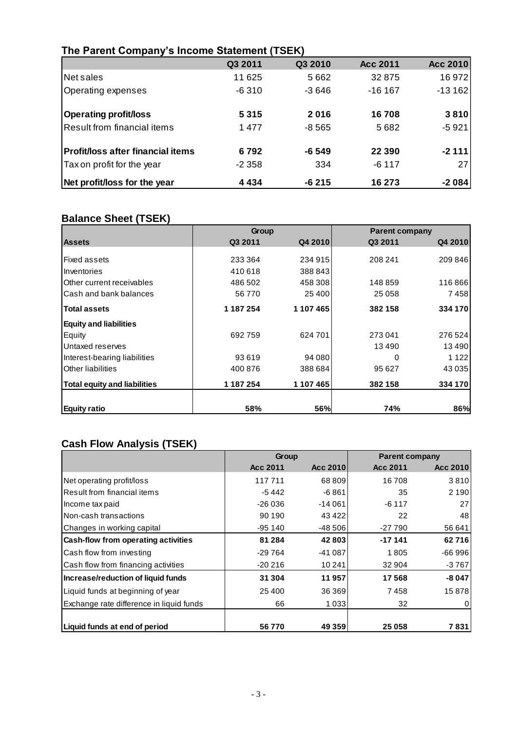## The Parent Company's Income Statement (TSEK)

| | Q3 2011 | Q3 2010 | Acc 2011 | Acc 2010 |
|---|---|---|---|---|
| Net sales | 11 625 | 5 662 | 32 875 | 16 972 |
| Operating expenses | -6 310 | -3 646 | -16 167 | -13 162 |
| **Operating profit/loss** | **5 315** | **2 016** | **16 708** | **3 810** |
| Result from financial items | 1 477 | -8 565 | 5 682 | -5 921 |
| **Profit/loss after financial items** | **6 792** | **-6 549** | **22 390** | **-2 111** |
| Tax on profit for the year | -2 358 | 334 | -6 117 | 27 |
| **Net profit/loss for the year** | **4 434** | **-6 215** | **16 273** | **-2 084** |

## Balance Sheet (TSEK)

| | Group | | Parent company | |
|---|---|---|---|---|
| **Assets** | **Q3 2011** | **Q4 2010** | **Q3 2011** | **Q4 2010** |
| Fixed assets | 233 364 | 234 915 | 208 241 | 209 846 |
| Inventories | 410 618 | 388 843 | | |
| Other current receivables | 486 502 | 458 308 | 148 859 | 116 866 |
| Cash and bank balances | 56 770 | 25 400 | 25 058 | 7 458 |
| **Total assets** | **1 187 254** | **1 107 465** | **382 158** | **334 170** |
| **Equity and liabilities** | | | | |
| Equity | 692 759 | 624 701 | 273 041 | 276 524 |
| Untaxed reserves | | | 13 490 | 13 490 |
| Interest-bearing liabilities | 93 619 | 94 080 | 0 | 1 122 |
| Other liabilities | 400 876 | 388 684 | 95 627 | 43 035 |
| **Total equity and liabilities** | **1 187 254** | **1 107 465** | **382 158** | **334 170** |
| **Equity ratio** | **58%** | **56%** | **74%** | **86%** |

## Cash Flow Analysis (TSEK)

| | Group | | Parent company | |
|---|---|---|---|---|
| | **Acc 2011** | **Acc 2010** | **Acc 2011** | **Acc 2010** |
| Net operating profit/loss | 117 711 | 68 809 | 16 708 | 3 810 |
| Result from financial items | -5 442 | -6 861 | 35 | 2 190 |
| Income tax paid | -26 036 | -14 061 | -6 117 | 27 |
| Non-cash transactions | 90 190 | 43 422 | 22 | 48 |
| Changes in working capital | -95 140 | -48 506 | -27 790 | 56 641 |
| **Cash-flow from operating activities** | **81 284** | **42 803** | **-17 141** | **62 716** |
| Cash flow from investing | -29 764 | -41 087 | 1 805 | -66 996 |
| Cash flow from financing activities | -20 216 | 10 241 | 32 904 | -3 767 |
| **Increase/reduction of liquid funds** | **31 304** | **11 957** | **17 568** | **-8 047** |
| Liquid funds at beginning of year | 25 400 | 36 369 | 7 458 | 15 878 |
| Exchange rate difference in liquid funds | 66 | 1 033 | 32 | 0 |
| **Liquid funds at end of period** | **56 770** | **49 359** | **25 058** | **7 831** |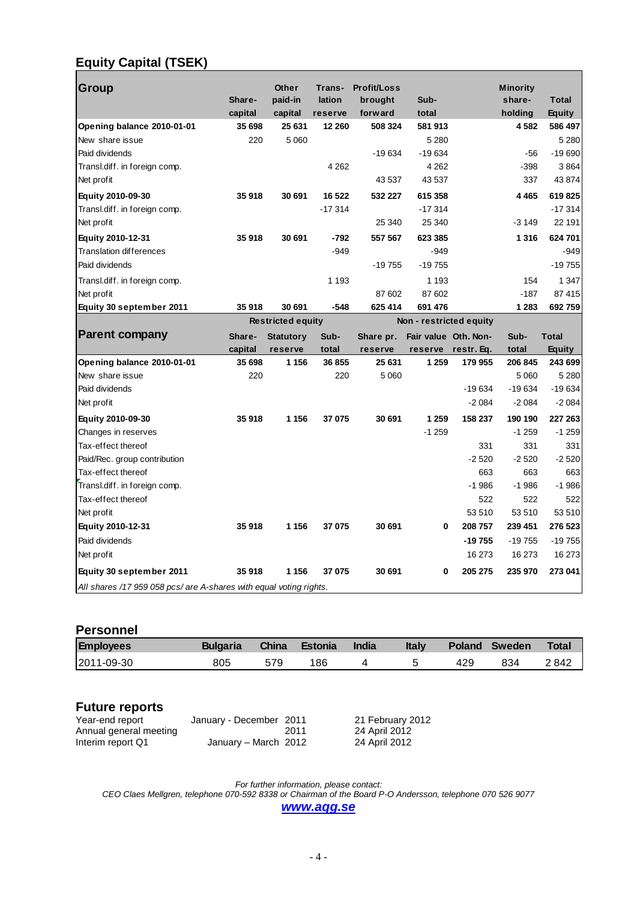## Equity Capital (TSEK)

| Group | Share-capital | Other paid-in capital | Trans-lation reserve | Profit/Loss brought forward | Sub-total | | Minority share-holding | Total Equity |
|---|---|---|---|---|---|---|---|---|
| **Opening balance 2010-01-01** | **35 698** | **25 631** | **12 260** | **508 324** | **581 913** | | **4 582** | **586 497** |
| New share issue | 220 | 5 060 | | | 5 280 | | | 5 280 |
| Paid dividends | | | | -19 634 | -19 634 | | -56 | -19 690 |
| Transl.diff. in foreign comp. | | | 4 262 | | 4 262 | | -398 | 3 864 |
| Net profit | | | | 43 537 | 43 537 | | 337 | 43 874 |
| **Equity 2010-09-30** | **35 918** | **30 691** | **16 522** | **532 227** | **615 358** | | **4 465** | **619 825** |
| Transl.diff. in foreign comp. | | | -17 314 | | -17 314 | | | -17 314 |
| Net profit | | | | 25 340 | 25 340 | | -3 149 | 22 191 |
| **Equity 2010-12-31** | **35 918** | **30 691** | **-792** | **557 567** | **623 385** | | **1 316** | **624 701** |
| Translation differences | | | -949 | | -949 | | | -949 |
| Paid dividends | | | | -19 755 | -19 755 | | | -19 755 |
| Transl.diff. in foreign comp. | | | 1 193 | | 1 193 | | 154 | 1 347 |
| Net profit | | | | 87 602 | 87 602 | | -187 | 87 415 |
| **Equity 30 september 2011** | **35 918** | **30 691** | **-548** | **625 414** | **691 476** | | **1 283** | **692 759** |

| Parent company | Restricted equity | | | Non - restricted equity | | | | |
|---|---|---|---|---|---|---|---|---|
| | Share-capital | Statutory reserve | Sub-total | Share pr. reserve | Fair value reserve | Oth. Non-restr. Eq. | Sub-total | Total Equity |
| **Opening balance 2010-01-01** | **35 698** | **1 156** | **36 855** | **25 631** | **1 259** | **179 955** | **206 845** | **243 699** |
| New share issue | 220 | | 220 | 5 060 | | | 5 060 | 5 280 |
| Paid dividends | | | | | | -19 634 | -19 634 | -19 634 |
| Net profit | | | | | | -2 084 | -2 084 | -2 084 |
| **Equity 2010-09-30** | **35 918** | **1 156** | **37 075** | **30 691** | **1 259** | **158 237** | **190 190** | **227 263** |
| Changes in reserves | | | | | -1 259 | | -1 259 | -1 259 |
| Tax-effect thereof | | | | | | 331 | 331 | 331 |
| Paid/Rec. group contribution | | | | | | -2 520 | -2 520 | -2 520 |
| Tax-effect thereof | | | | | | 663 | 663 | 663 |
| Transl.diff. in foreign comp. | | | | | | -1 986 | -1 986 | -1 986 |
| Tax-effect thereof | | | | | | 522 | 522 | 522 |
| Net profit | | | | | | 53 510 | 53 510 | 53 510 |
| **Equity 2010-12-31** | **35 918** | **1 156** | **37 075** | **30 691** | **0** | **208 757** | **239 451** | **276 523** |
| Paid dividends | | | | | | **-19 755** | -19 755 | -19 755 |
| Net profit | | | | | | 16 273 | 16 273 | 16 273 |
| **Equity 30 september 2011** | **35 918** | **1 156** | **37 075** | **30 691** | **0** | **205 275** | **235 970** | **273 041** |

*All shares /17 959 058 pcs/ are A-shares with equal voting rights.*

## Personnel

| Employees | Bulgaria | China | Estonia | India | Italy | Poland | Sweden | Total |
|---|---|---|---|---|---|---|---|---|
| 2011-09-30 | 805 | 579 | 186 | 4 | 5 | 429 | 834 | 2 842 |

## Future reports

| | | |
|---|---|---|
| Year-end report | January - December 2011 | 21 February 2012 |
| Annual general meeting | 2011 | 24 April 2012 |
| Interim report Q1 | January – March 2012 | 24 April 2012 |

*For further information, please contact:*
*CEO Claes Mellgren, telephone 070-592 8338 or Chairman of the Board P-O Andersson, telephone 070 526 9077*

***www.aqg.se***